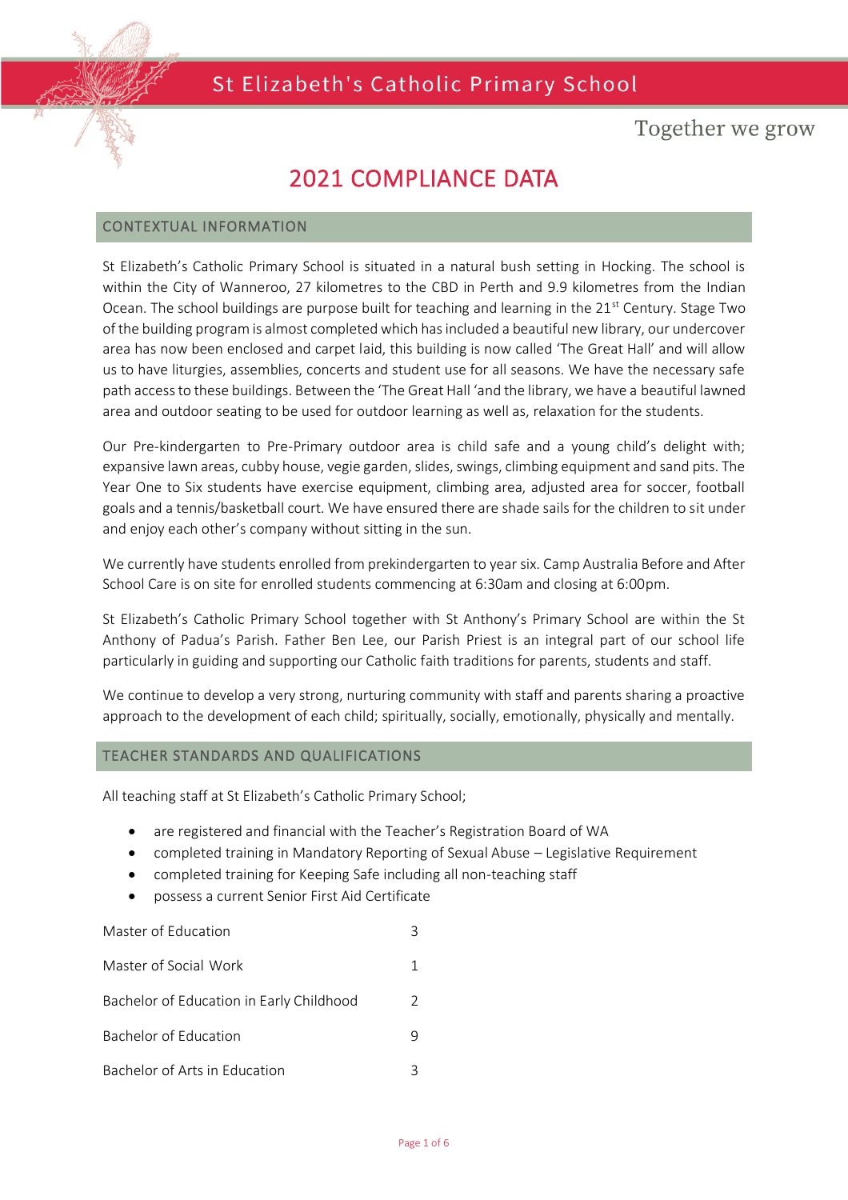St Elizabeth's Catholic Primary School

Together we grow

# 2021 COMPLIANCE DATA

## CONTEXTUAL INFORMATION

St Elizabeth's Catholic Primary School is situated in a natural bush setting in Hocking. The school is within the City of Wanneroo, 27 kilometres to the CBD in Perth and 9.9 kilometres from the Indian Ocean. The school buildings are purpose built for teaching and learning in the 21st Century. Stage Two of the building program is almost completed which has included a beautiful new library, our undercover area has now been enclosed and carpet laid, this building is now called 'The Great Hall' and will allow us to have liturgies, assemblies, concerts and student use for all seasons. We have the necessary safe path access to these buildings. Between the 'The Great Hall 'and the library, we have a beautiful lawned area and outdoor seating to be used for outdoor learning as well as, relaxation for the students.

Our Pre-kindergarten to Pre-Primary outdoor area is child safe and a young child's delight with; expansive lawn areas, cubby house, vegie garden, slides, swings, climbing equipment and sand pits. The Year One to Six students have exercise equipment, climbing area, adjusted area for soccer, football goals and a tennis/basketball court. We have ensured there are shade sails for the children to sit under and enjoy each other's company without sitting in the sun.

We currently have students enrolled from prekindergarten to year six. Camp Australia Before and After School Care is on site for enrolled students commencing at 6:30am and closing at 6:00pm.

St Elizabeth's Catholic Primary School together with St Anthony's Primary School are within the St Anthony of Padua's Parish. Father Ben Lee, our Parish Priest is an integral part of our school life particularly in guiding and supporting our Catholic faith traditions for parents, students and staff.

We continue to develop a very strong, nurturing community with staff and parents sharing a proactive approach to the development of each child; spiritually, socially, emotionally, physically and mentally.

## TEACHER STANDARDS AND QUALIFICATIONS

All teaching staff at St Elizabeth's Catholic Primary School;

- are registered and financial with the Teacher's Registration Board of WA
- completed training in Mandatory Reporting of Sexual Abuse – Legislative Requirement
- completed training for Keeping Safe including all non-teaching staff
- possess a current Senior First Aid Certificate

| Qualification | Number |
|---|---|
| Master of Education | 3 |
| Master of Social Work | 1 |
| Bachelor of Education in Early Childhood | 2 |
| Bachelor of Education | 9 |
| Bachelor of Arts in Education | 3 |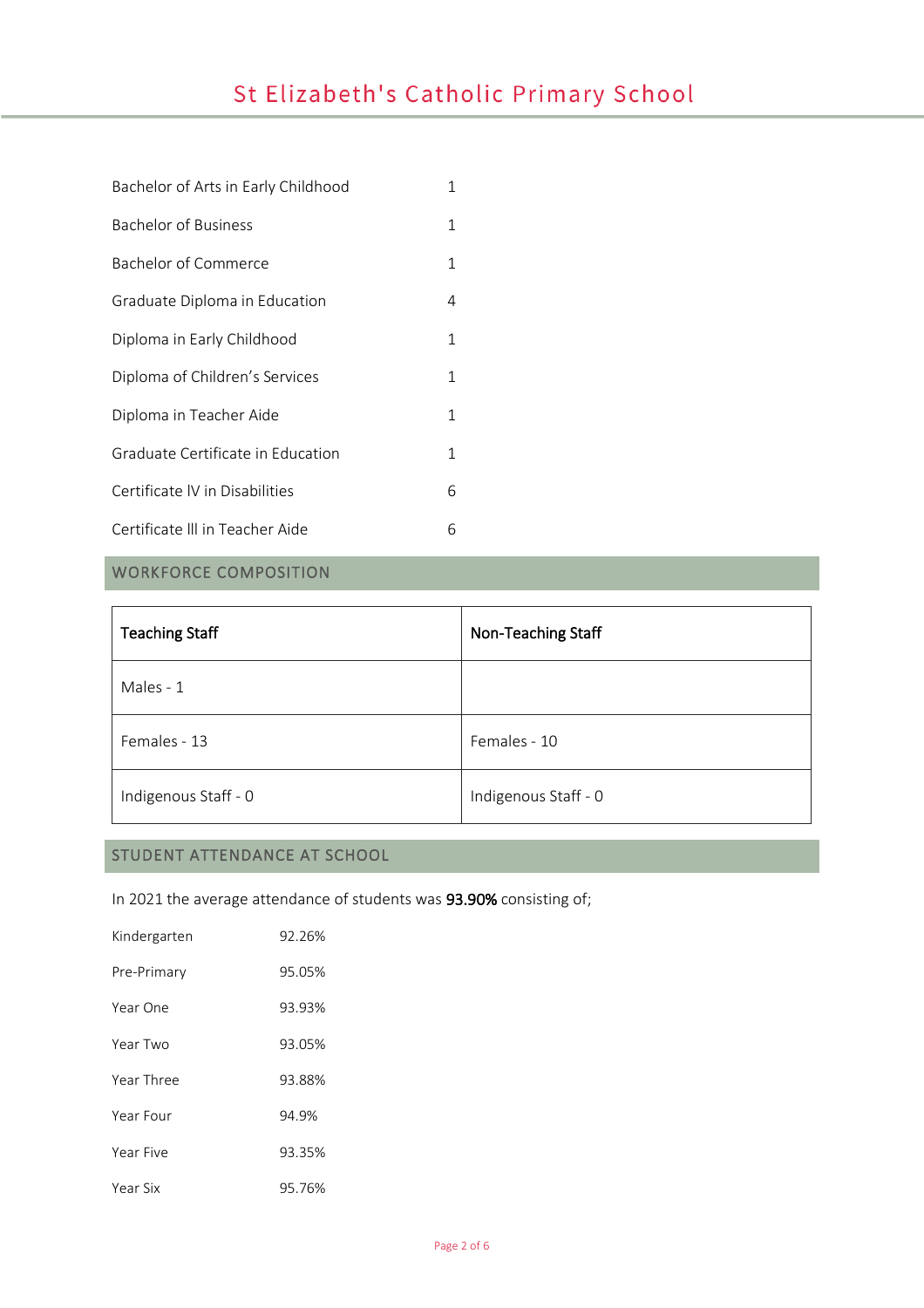| | |
|---|---|
| Bachelor of Arts in Early Childhood | 1 |
| Bachelor of Business | 1 |
| Bachelor of Commerce | 1 |
| Graduate Diploma in Education | 4 |
| Diploma in Early Childhood | 1 |
| Diploma of Children's Services | 1 |
| Diploma in Teacher Aide | 1 |
| Graduate Certificate in Education | 1 |
| Certificate lV in Disabilities | 6 |
| Certificate lll in Teacher Aide | 6 |

## WORKFORCE COMPOSITION

| Teaching Staff | Non-Teaching Staff |
|---|---|
| Males - 1 | |
| Females - 13 | Females - 10 |
| Indigenous Staff - 0 | Indigenous Staff - 0 |

## STUDENT ATTENDANCE AT SCHOOL

In 2021 the average attendance of students was **93.90%** consisting of;

| | |
|---|---|
| Kindergarten | 92.26% |
| Pre-Primary | 95.05% |
| Year One | 93.93% |
| Year Two | 93.05% |
| Year Three | 93.88% |
| Year Four | 94.9% |
| Year Five | 93.35% |
| Year Six | 95.76% |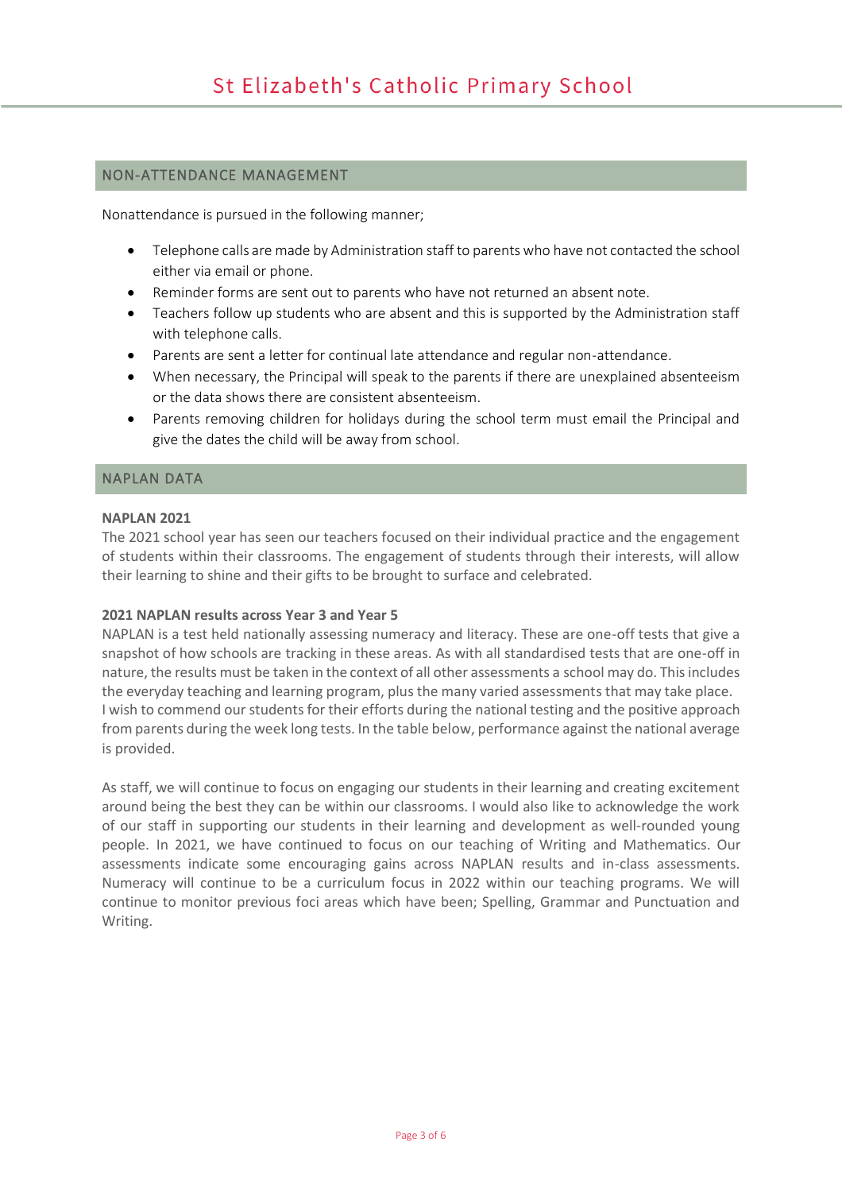## NON-ATTENDANCE MANAGEMENT

Nonattendance is pursued in the following manner;

- Telephone calls are made by Administration staff to parents who have not contacted the school either via email or phone.
- Reminder forms are sent out to parents who have not returned an absent note.
- Teachers follow up students who are absent and this is supported by the Administration staff with telephone calls.
- Parents are sent a letter for continual late attendance and regular non-attendance.
- When necessary, the Principal will speak to the parents if there are unexplained absenteeism or the data shows there are consistent absenteeism.
- Parents removing children for holidays during the school term must email the Principal and give the dates the child will be away from school.

## NAPLAN DATA

**NAPLAN 2021**

The 2021 school year has seen our teachers focused on their individual practice and the engagement of students within their classrooms. The engagement of students through their interests, will allow their learning to shine and their gifts to be brought to surface and celebrated.

**2021 NAPLAN results across Year 3 and Year 5**

NAPLAN is a test held nationally assessing numeracy and literacy. These are one-off tests that give a snapshot of how schools are tracking in these areas. As with all standardised tests that are one-off in nature, the results must be taken in the context of all other assessments a school may do. This includes the everyday teaching and learning program, plus the many varied assessments that may take place. I wish to commend our students for their efforts during the national testing and the positive approach from parents during the week long tests. In the table below, performance against the national average is provided.

As staff, we will continue to focus on engaging our students in their learning and creating excitement around being the best they can be within our classrooms. I would also like to acknowledge the work of our staff in supporting our students in their learning and development as well-rounded young people. In 2021, we have continued to focus on our teaching of Writing and Mathematics. Our assessments indicate some encouraging gains across NAPLAN results and in-class assessments. Numeracy will continue to be a curriculum focus in 2022 within our teaching programs. We will continue to monitor previous foci areas which have been; Spelling, Grammar and Punctuation and Writing.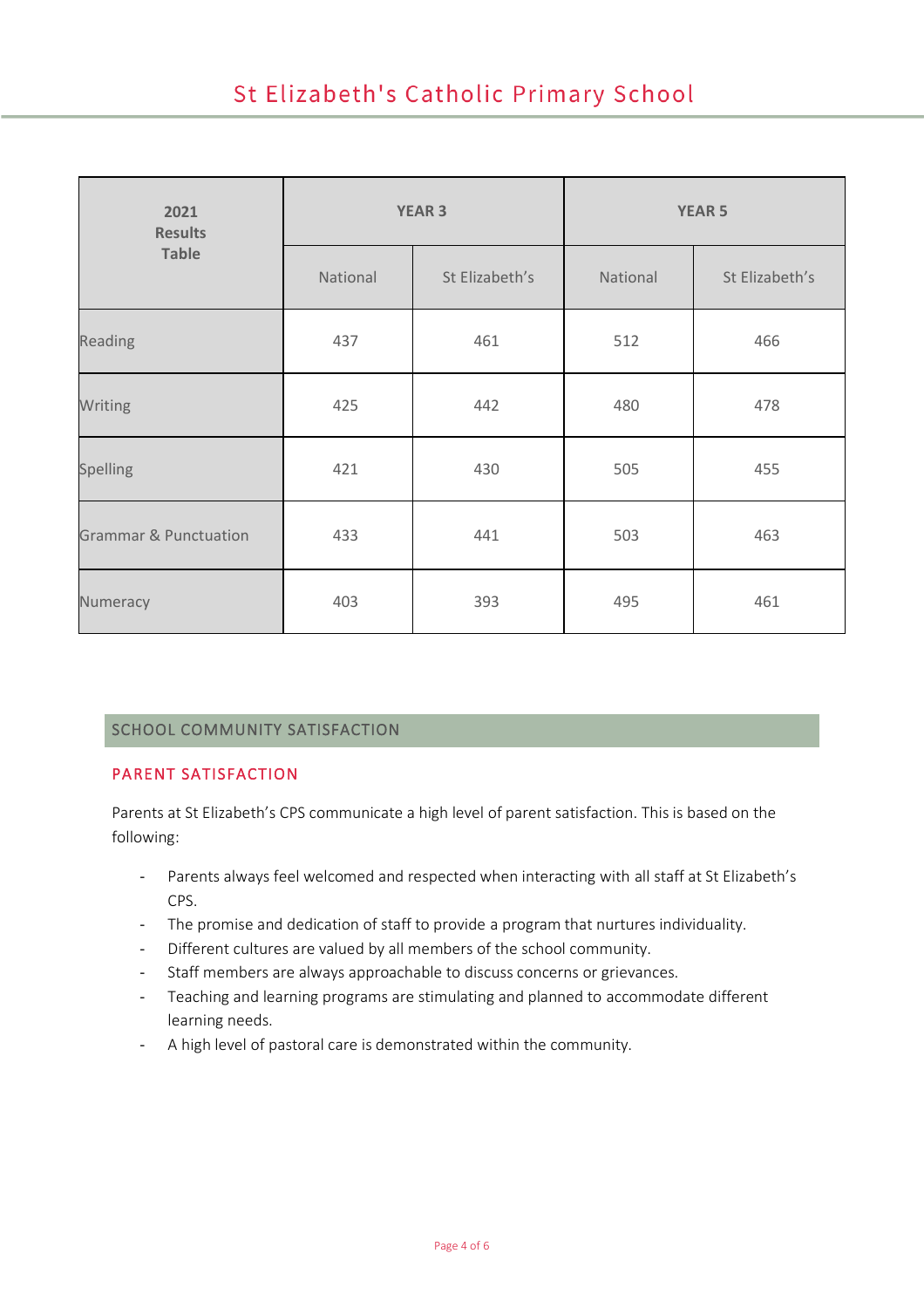| 2021 Results Table | YEAR 3 | | YEAR 5 | |
|---|---|---|---|---|
| | National | St Elizabeth's | National | St Elizabeth's |
| Reading | 437 | 461 | 512 | 466 |
| Writing | 425 | 442 | 480 | 478 |
| Spelling | 421 | 430 | 505 | 455 |
| Grammar & Punctuation | 433 | 441 | 503 | 463 |
| Numeracy | 403 | 393 | 495 | 461 |

## SCHOOL COMMUNITY SATISFACTION

### PARENT SATISFACTION

Parents at St Elizabeth's CPS communicate a high level of parent satisfaction. This is based on the following:

- Parents always feel welcomed and respected when interacting with all staff at St Elizabeth's CPS.
- The promise and dedication of staff to provide a program that nurtures individuality.
- Different cultures are valued by all members of the school community.
- Staff members are always approachable to discuss concerns or grievances.
- Teaching and learning programs are stimulating and planned to accommodate different learning needs.
- A high level of pastoral care is demonstrated within the community.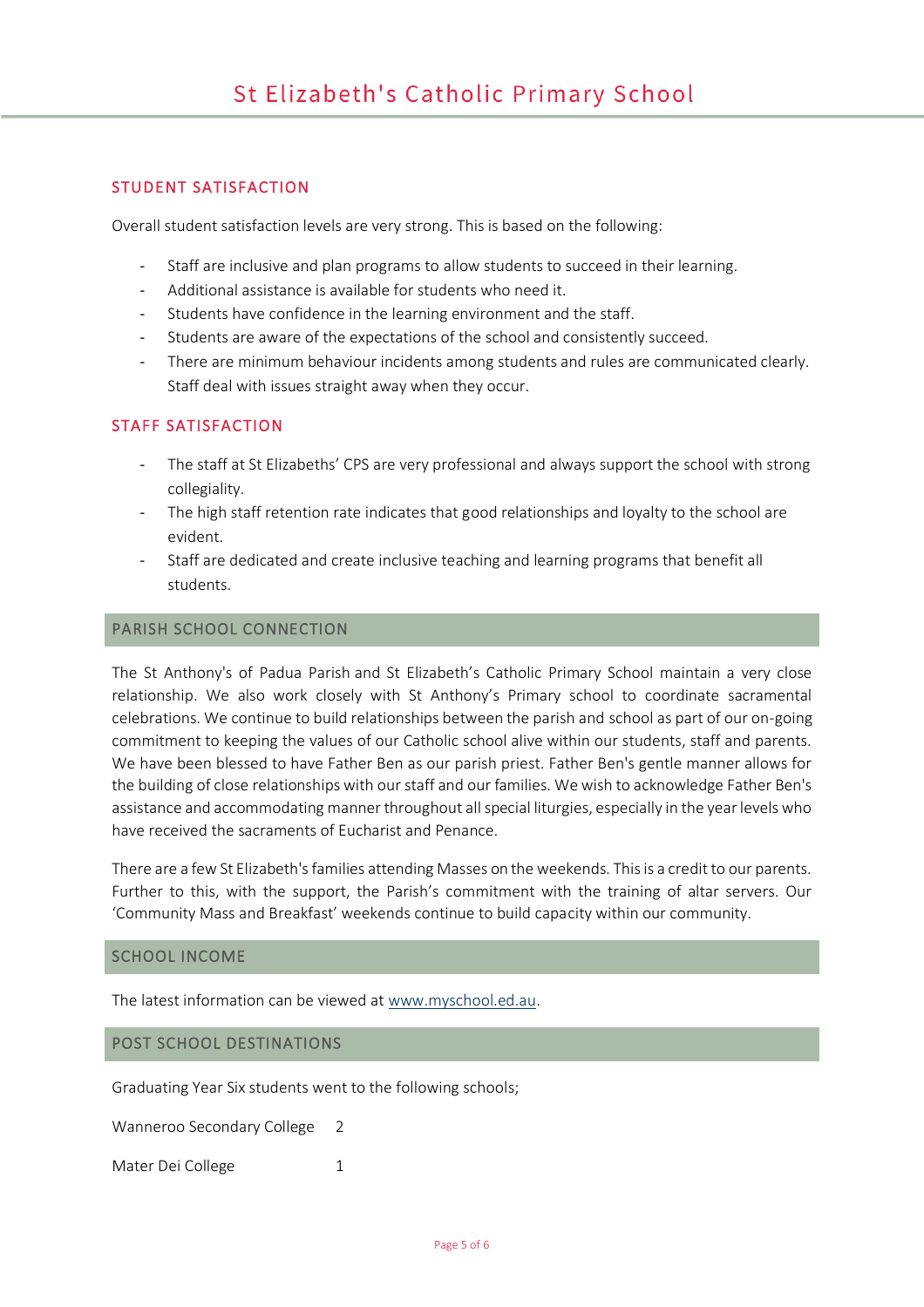## STUDENT SATISFACTION

Overall student satisfaction levels are very strong. This is based on the following:

- Staff are inclusive and plan programs to allow students to succeed in their learning.
- Additional assistance is available for students who need it.
- Students have confidence in the learning environment and the staff.
- Students are aware of the expectations of the school and consistently succeed.
- There are minimum behaviour incidents among students and rules are communicated clearly. Staff deal with issues straight away when they occur.

## STAFF SATISFACTION

- The staff at St Elizabeths' CPS are very professional and always support the school with strong collegiality.
- The high staff retention rate indicates that good relationships and loyalty to the school are evident.
- Staff are dedicated and create inclusive teaching and learning programs that benefit all students.

## PARISH SCHOOL CONNECTION

The St Anthony's of Padua Parish and St Elizabeth's Catholic Primary School maintain a very close relationship. We also work closely with St Anthony's Primary school to coordinate sacramental celebrations. We continue to build relationships between the parish and school as part of our on-going commitment to keeping the values of our Catholic school alive within our students, staff and parents. We have been blessed to have Father Ben as our parish priest. Father Ben's gentle manner allows for the building of close relationships with our staff and our families. We wish to acknowledge Father Ben's assistance and accommodating manner throughout all special liturgies, especially in the year levels who have received the sacraments of Eucharist and Penance.

There are a few St Elizabeth's families attending Masses on the weekends. This is a credit to our parents. Further to this, with the support, the Parish's commitment with the training of altar servers. Our 'Community Mass and Breakfast' weekends continue to build capacity within our community.

## SCHOOL INCOME

The latest information can be viewed at www.myschool.ed.au.

## POST SCHOOL DESTINATIONS

Graduating Year Six students went to the following schools;

| | |
|---|---|
| Wanneroo Secondary College | 2 |
| Mater Dei College | 1 |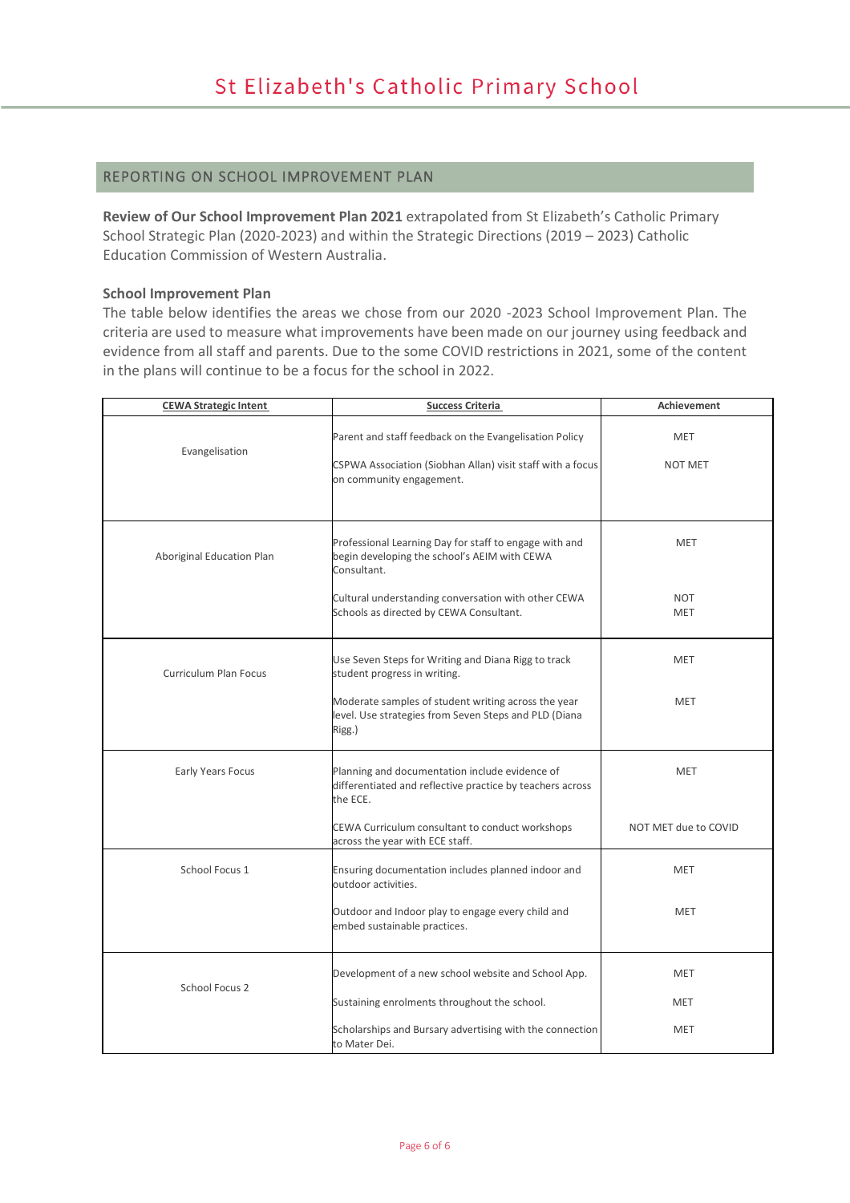# St Elizabeth's Catholic Primary School

## REPORTING ON SCHOOL IMPROVEMENT PLAN

**Review of Our School Improvement Plan 2021** extrapolated from St Elizabeth's Catholic Primary School Strategic Plan (2020-2023) and within the Strategic Directions (2019 – 2023) Catholic Education Commission of Western Australia.

**School Improvement Plan**
The table below identifies the areas we chose from our 2020 -2023 School Improvement Plan. The criteria are used to measure what improvements have been made on our journey using feedback and evidence from all staff and parents. Due to the some COVID restrictions in 2021, some of the content in the plans will continue to be a focus for the school in 2022.

| CEWA Strategic Intent | Success Criteria | Achievement |
|---|---|---|
| Evangelisation | Parent and staff feedback on the Evangelisation Policy | MET |
| | CSPWA Association (Siobhan Allan) visit staff with a focus on community engagement. | NOT MET |
| Aboriginal Education Plan | Professional Learning Day for staff to engage with and begin developing the school's AEIM with CEWA Consultant. | MET |
| | Cultural understanding conversation with other CEWA Schools as directed by CEWA Consultant. | NOT MET |
| Curriculum Plan Focus | Use Seven Steps for Writing and Diana Rigg to track student progress in writing. | MET |
| | Moderate samples of student writing across the year level. Use strategies from Seven Steps and PLD (Diana Rigg.) | MET |
| Early Years Focus | Planning and documentation include evidence of differentiated and reflective practice by teachers across the ECE. | MET |
| | CEWA Curriculum consultant to conduct workshops across the year with ECE staff. | NOT MET due to COVID |
| School Focus 1 | Ensuring documentation includes planned indoor and outdoor activities. | MET |
| | Outdoor and Indoor play to engage every child and embed sustainable practices. | MET |
| School Focus 2 | Development of a new school website and School App. | MET |
| | Sustaining enrolments throughout the school. | MET |
| | Scholarships and Bursary advertising with the connection to Mater Dei. | MET |